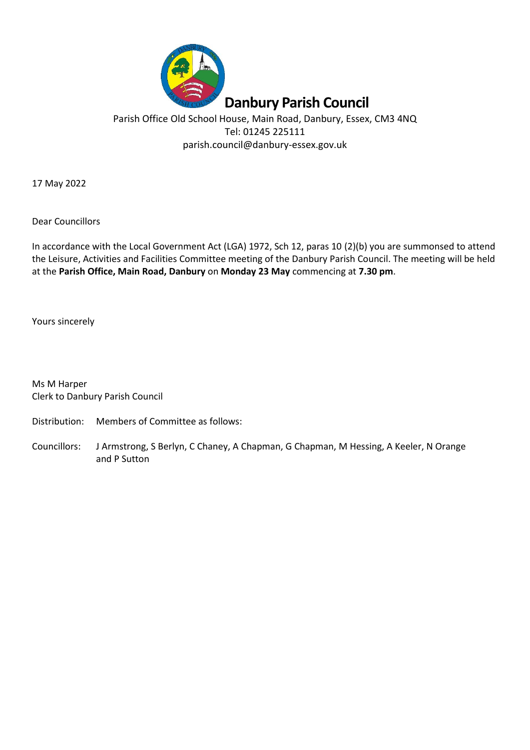# Danbury Parish Council

Parish Office Old School House, Main Road, Danbury, Essex, CM3 4NQ
Tel: 01245 225111
parish.council@danbury-essex.gov.uk

17 May 2022

Dear Councillors

In accordance with the Local Government Act (LGA) 1972, Sch 12, paras 10 (2)(b) you are summonsed to attend the Leisure, Activities and Facilities Committee meeting of the Danbury Parish Council. The meeting will be held at the **Parish Office, Main Road, Danbury** on **Monday 23 May** commencing at **7.30 pm**.

Yours sincerely

Ms M Harper
Clerk to Danbury Parish Council

Distribution: Members of Committee as follows:

Councillors: J Armstrong, S Berlyn, C Chaney, A Chapman, G Chapman, M Hessing, A Keeler, N Orange and P Sutton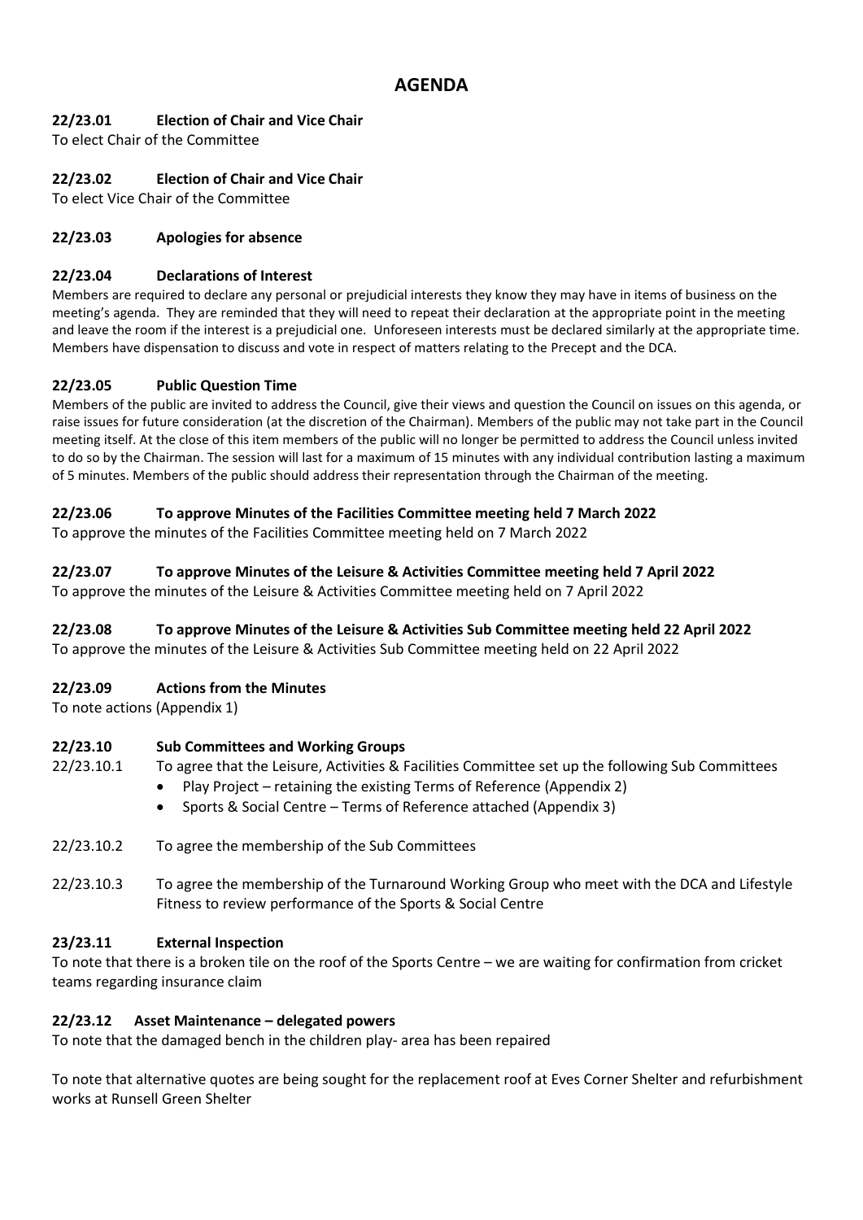# AGENDA

### 22/23.01 Election of Chair and Vice Chair

To elect Chair of the Committee

### 22/23.02 Election of Chair and Vice Chair

To elect Vice Chair of the Committee

### 22/23.03 Apologies for absence

### 22/23.04 Declarations of Interest

Members are required to declare any personal or prejudicial interests they know they may have in items of business on the meeting's agenda. They are reminded that they will need to repeat their declaration at the appropriate point in the meeting and leave the room if the interest is a prejudicial one. Unforeseen interests must be declared similarly at the appropriate time. Members have dispensation to discuss and vote in respect of matters relating to the Precept and the DCA.

### 22/23.05 Public Question Time

Members of the public are invited to address the Council, give their views and question the Council on issues on this agenda, or raise issues for future consideration (at the discretion of the Chairman). Members of the public may not take part in the Council meeting itself. At the close of this item members of the public will no longer be permitted to address the Council unless invited to do so by the Chairman. The session will last for a maximum of 15 minutes with any individual contribution lasting a maximum of 5 minutes. Members of the public should address their representation through the Chairman of the meeting.

### 22/23.06 To approve Minutes of the Facilities Committee meeting held 7 March 2022

To approve the minutes of the Facilities Committee meeting held on 7 March 2022

### 22/23.07 To approve Minutes of the Leisure & Activities Committee meeting held 7 April 2022

To approve the minutes of the Leisure & Activities Committee meeting held on 7 April 2022

### 22/23.08 To approve Minutes of the Leisure & Activities Sub Committee meeting held 22 April 2022

To approve the minutes of the Leisure & Activities Sub Committee meeting held on 22 April 2022

### 22/23.09 Actions from the Minutes

To note actions (Appendix 1)

### 22/23.10 Sub Committees and Working Groups

22/23.10.1 To agree that the Leisure, Activities & Facilities Committee set up the following Sub Committees

- Play Project – retaining the existing Terms of Reference (Appendix 2)
- Sports & Social Centre – Terms of Reference attached (Appendix 3)

22/23.10.2 To agree the membership of the Sub Committees

22/23.10.3 To agree the membership of the Turnaround Working Group who meet with the DCA and Lifestyle Fitness to review performance of the Sports & Social Centre

### 23/23.11 External Inspection

To note that there is a broken tile on the roof of the Sports Centre – we are waiting for confirmation from cricket teams regarding insurance claim

### 22/23.12 Asset Maintenance – delegated powers

To note that the damaged bench in the children play- area has been repaired

To note that alternative quotes are being sought for the replacement roof at Eves Corner Shelter and refurbishment works at Runsell Green Shelter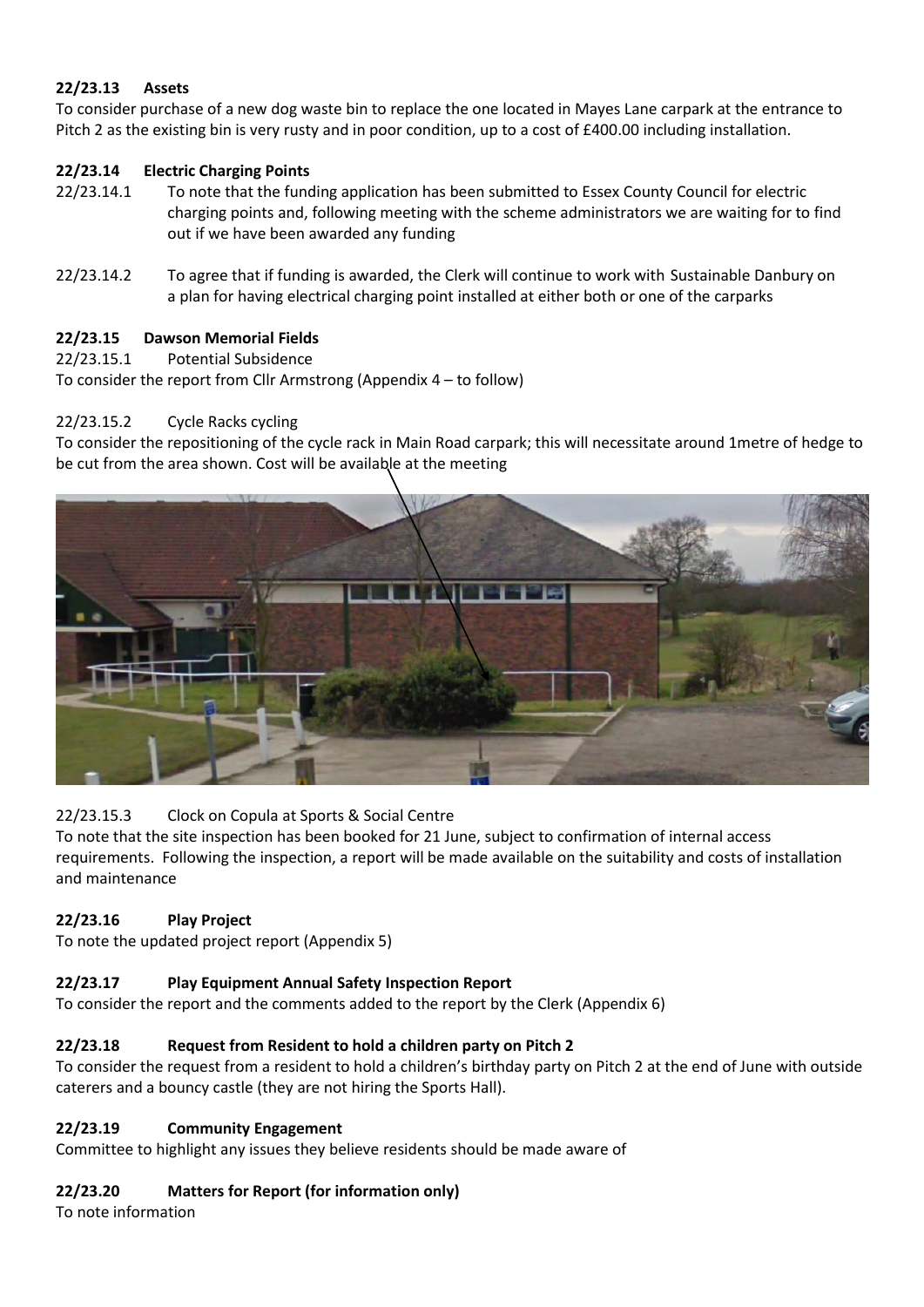**22/23.13 Assets**

To consider purchase of a new dog waste bin to replace the one located in Mayes Lane carpark at the entrance to Pitch 2 as the existing bin is very rusty and in poor condition, up to a cost of £400.00 including installation.

**22/23.14 Electric Charging Points**

22/23.14.1 To note that the funding application has been submitted to Essex County Council for electric charging points and, following meeting with the scheme administrators we are waiting for to find out if we have been awarded any funding

22/23.14.2 To agree that if funding is awarded, the Clerk will continue to work with Sustainable Danbury on a plan for having electrical charging point installed at either both or one of the carparks

**22/23.15 Dawson Memorial Fields**

22/23.15.1 Potential Subsidence

To consider the report from Cllr Armstrong (Appendix 4 – to follow)

22/23.15.2 Cycle Racks cycling

To consider the repositioning of the cycle rack in Main Road carpark; this will necessitate around 1metre of hedge to be cut from the area shown. Cost will be available at the meeting

22/23.15.3 Clock on Copula at Sports & Social Centre

To note that the site inspection has been booked for 21 June, subject to confirmation of internal access requirements. Following the inspection, a report will be made available on the suitability and costs of installation and maintenance

**22/23.16 Play Project**

To note the updated project report (Appendix 5)

**22/23.17 Play Equipment Annual Safety Inspection Report**

To consider the report and the comments added to the report by the Clerk (Appendix 6)

**22/23.18 Request from Resident to hold a children party on Pitch 2**

To consider the request from a resident to hold a children's birthday party on Pitch 2 at the end of June with outside caterers and a bouncy castle (they are not hiring the Sports Hall).

**22/23.19 Community Engagement**

Committee to highlight any issues they believe residents should be made aware of

**22/23.20 Matters for Report (for information only)**

To note information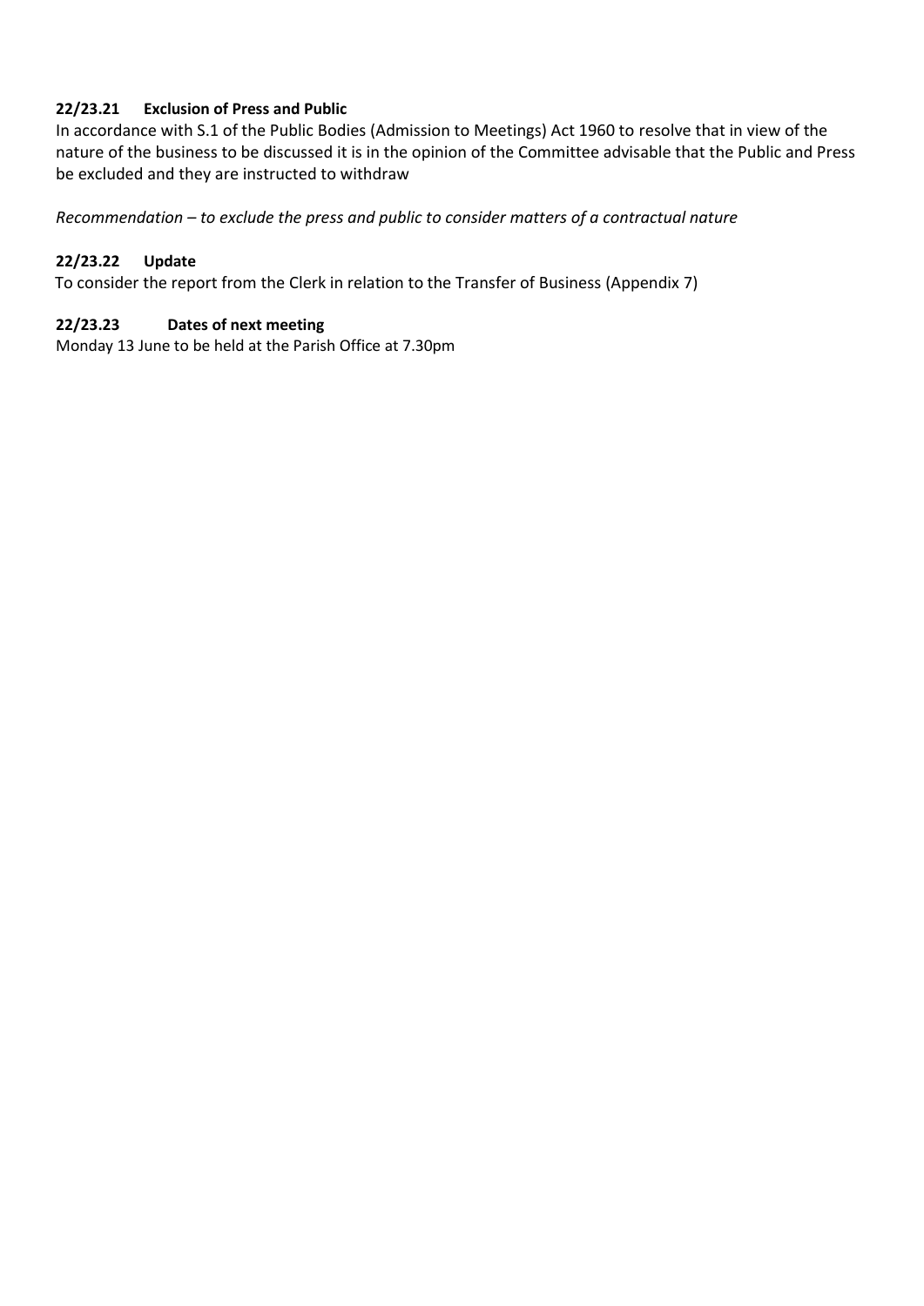**22/23.21 Exclusion of Press and Public**

In accordance with S.1 of the Public Bodies (Admission to Meetings) Act 1960 to resolve that in view of the nature of the business to be discussed it is in the opinion of the Committee advisable that the Public and Press be excluded and they are instructed to withdraw

*Recommendation – to exclude the press and public to consider matters of a contractual nature*

**22/23.22 Update**

To consider the report from the Clerk in relation to the Transfer of Business (Appendix 7)

**22/23.23 Dates of next meeting**

Monday 13 June to be held at the Parish Office at 7.30pm